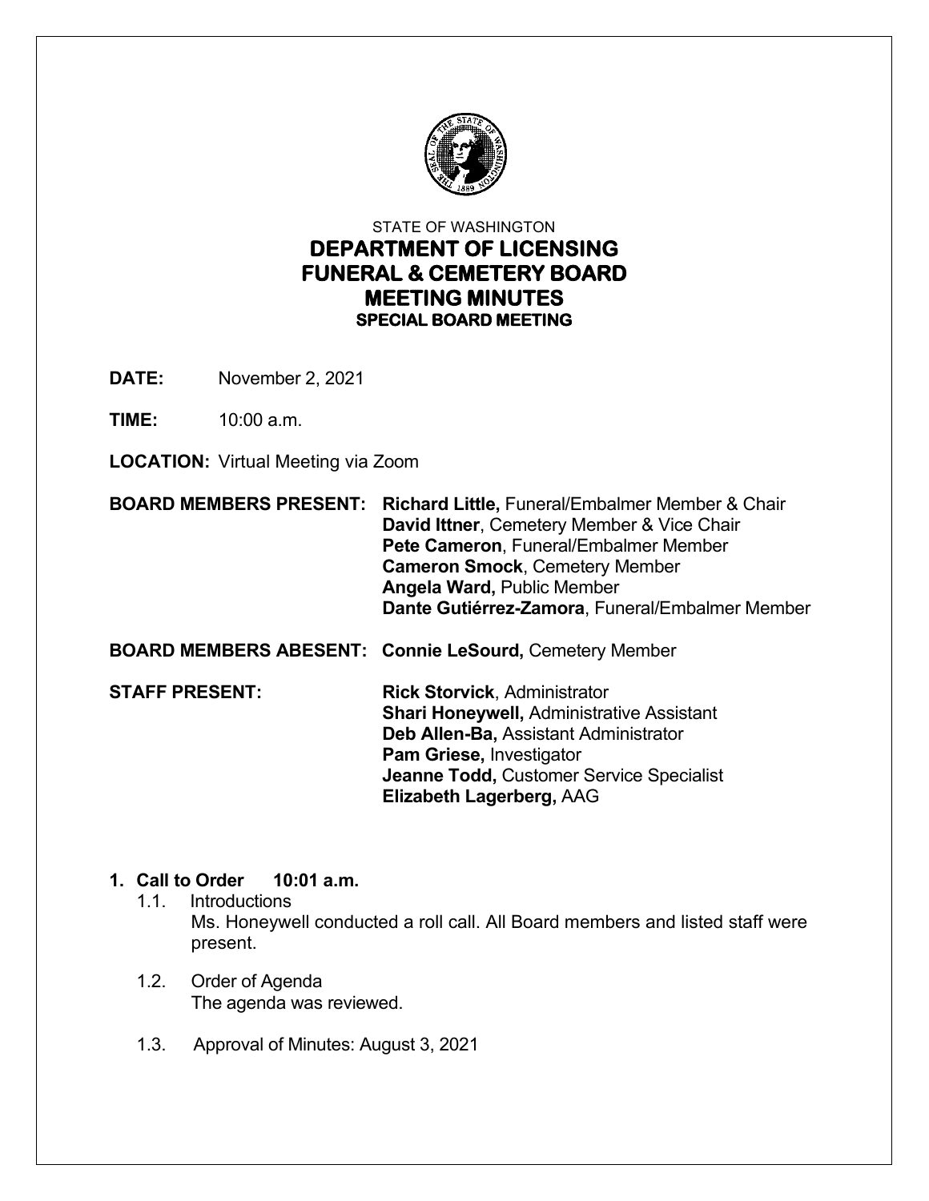STATE OF WASHINGTON

# DEPARTMENT OF LICENSING
# FUNERAL & CEMETERY BOARD
# MEETING MINUTES
## SPECIAL BOARD MEETING

**DATE:** November 2, 2021

**TIME:** 10:00 a.m.

**LOCATION:** Virtual Meeting via Zoom

**BOARD MEMBERS PRESENT:**
**Richard Little,** Funeral/Embalmer Member & Chair
**David Ittner**, Cemetery Member & Vice Chair
**Pete Cameron**, Funeral/Embalmer Member
**Cameron Smock**, Cemetery Member
**Angela Ward,** Public Member
**Dante Gutiérrez-Zamora**, Funeral/Embalmer Member

**BOARD MEMBERS ABESENT:** **Connie LeSourd,** Cemetery Member

**STAFF PRESENT:**
**Rick Storvick**, Administrator
**Shari Honeywell,** Administrative Assistant
**Deb Allen-Ba,** Assistant Administrator
**Pam Griese,** Investigator
**Jeanne Todd,** Customer Service Specialist
**Elizabeth Lagerberg,** AAG

1. **Call to Order 10:01 a.m.**
   1.1. Introductions
   Ms. Honeywell conducted a roll call. All Board members and listed staff were present.

   1.2. Order of Agenda
   The agenda was reviewed.

   1.3. Approval of Minutes: August 3, 2021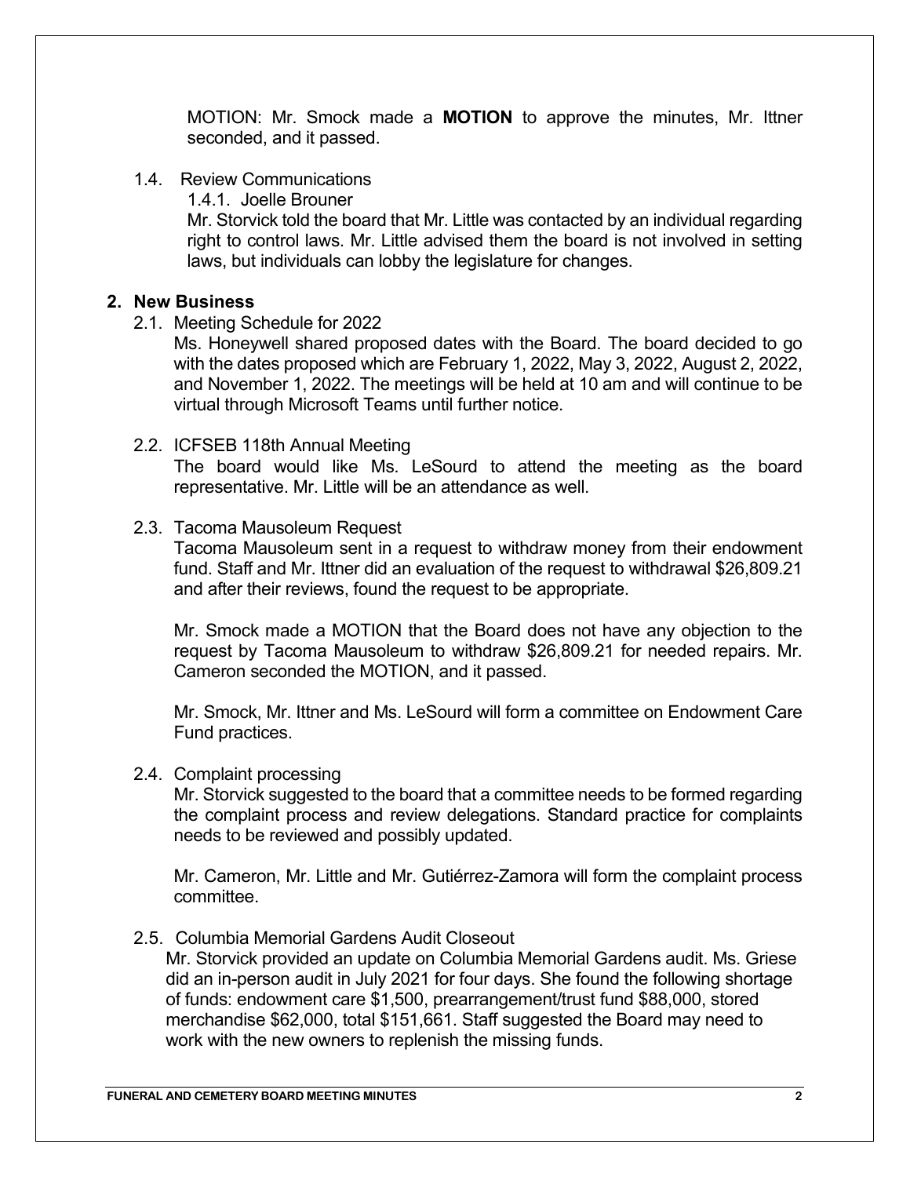MOTION: Mr. Smock made a **MOTION** to approve the minutes, Mr. Ittner seconded, and it passed.

1.4. Review Communications

1.4.1. Joelle Brouner

Mr. Storvick told the board that Mr. Little was contacted by an individual regarding right to control laws. Mr. Little advised them the board is not involved in setting laws, but individuals can lobby the legislature for changes.

## 2. New Business

2.1. Meeting Schedule for 2022

Ms. Honeywell shared proposed dates with the Board. The board decided to go with the dates proposed which are February 1, 2022, May 3, 2022, August 2, 2022, and November 1, 2022. The meetings will be held at 10 am and will continue to be virtual through Microsoft Teams until further notice.

2.2. ICFSEB 118th Annual Meeting

The board would like Ms. LeSourd to attend the meeting as the board representative. Mr. Little will be an attendance as well.

2.3. Tacoma Mausoleum Request

Tacoma Mausoleum sent in a request to withdraw money from their endowment fund. Staff and Mr. Ittner did an evaluation of the request to withdrawal $26,809.21 and after their reviews, found the request to be appropriate.

Mr. Smock made a MOTION that the Board does not have any objection to the request by Tacoma Mausoleum to withdraw $26,809.21 for needed repairs. Mr. Cameron seconded the MOTION, and it passed.

Mr. Smock, Mr. Ittner and Ms. LeSourd will form a committee on Endowment Care Fund practices.

2.4. Complaint processing

Mr. Storvick suggested to the board that a committee needs to be formed regarding the complaint process and review delegations. Standard practice for complaints needs to be reviewed and possibly updated.

Mr. Cameron, Mr. Little and Mr. Gutiérrez-Zamora will form the complaint process committee.

2.5. Columbia Memorial Gardens Audit Closeout

Mr. Storvick provided an update on Columbia Memorial Gardens audit. Ms. Griese did an in-person audit in July 2021 for four days. She found the following shortage of funds: endowment care $1,500, prearrangement/trust fund $88,000, stored merchandise $62,000, total $151,661. Staff suggested the Board may need to work with the new owners to replenish the missing funds.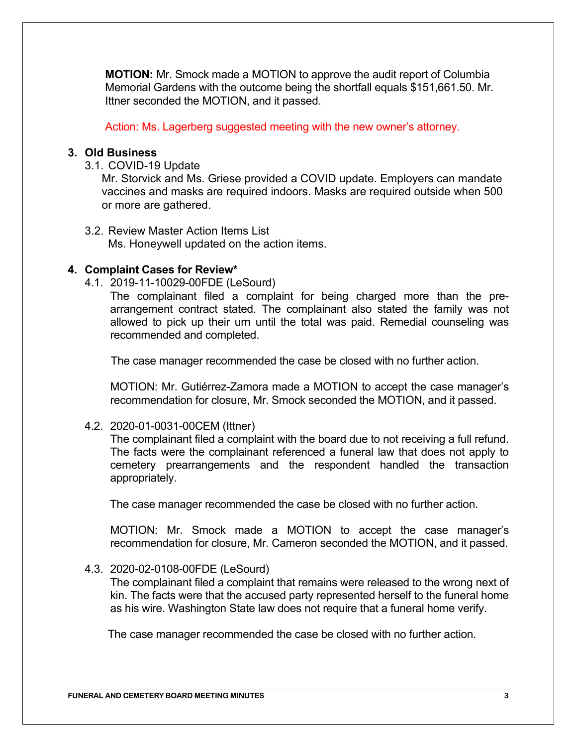**MOTION:** Mr. Smock made a MOTION to approve the audit report of Columbia Memorial Gardens with the outcome being the shortfall equals $151,661.50. Mr. Ittner seconded the MOTION, and it passed.

Action: Ms. Lagerberg suggested meeting with the new owner's attorney.

**3. Old Business**

3.1. COVID-19 Update

Mr. Storvick and Ms. Griese provided a COVID update. Employers can mandate vaccines and masks are required indoors. Masks are required outside when 500 or more are gathered.

3.2. Review Master Action Items List

Ms. Honeywell updated on the action items.

**4. Complaint Cases for Review***

4.1. 2019-11-10029-00FDE (LeSourd)

The complainant filed a complaint for being charged more than the pre-arrangement contract stated. The complainant also stated the family was not allowed to pick up their urn until the total was paid. Remedial counseling was recommended and completed.

The case manager recommended the case be closed with no further action.

MOTION: Mr. Gutiérrez-Zamora made a MOTION to accept the case manager's recommendation for closure, Mr. Smock seconded the MOTION, and it passed.

4.2. 2020-01-0031-00CEM (Ittner)

The complainant filed a complaint with the board due to not receiving a full refund. The facts were the complainant referenced a funeral law that does not apply to cemetery prearrangements and the respondent handled the transaction appropriately.

The case manager recommended the case be closed with no further action.

MOTION: Mr. Smock made a MOTION to accept the case manager's recommendation for closure, Mr. Cameron seconded the MOTION, and it passed.

4.3. 2020-02-0108-00FDE (LeSourd)

The complainant filed a complaint that remains were released to the wrong next of kin. The facts were that the accused party represented herself to the funeral home as his wire. Washington State law does not require that a funeral home verify.

The case manager recommended the case be closed with no further action.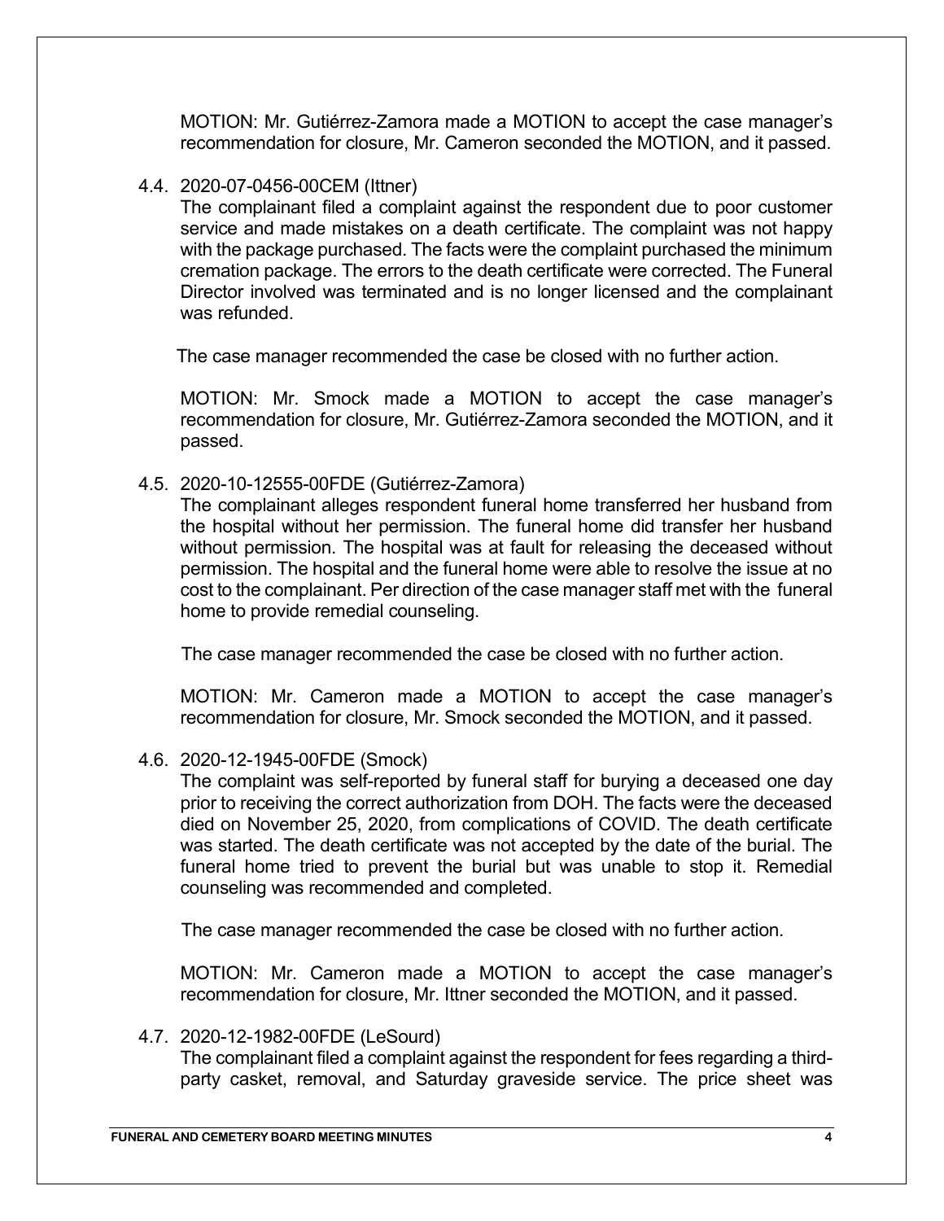MOTION: Mr. Gutiérrez-Zamora made a MOTION to accept the case manager's recommendation for closure, Mr. Cameron seconded the MOTION, and it passed.

4.4. 2020-07-0456-00CEM (Ittner)

The complainant filed a complaint against the respondent due to poor customer service and made mistakes on a death certificate. The complaint was not happy with the package purchased. The facts were the complaint purchased the minimum cremation package. The errors to the death certificate were corrected. The Funeral Director involved was terminated and is no longer licensed and the complainant was refunded.

The case manager recommended the case be closed with no further action.

MOTION: Mr. Smock made a MOTION to accept the case manager's recommendation for closure, Mr. Gutiérrez-Zamora seconded the MOTION, and it passed.

4.5. 2020-10-12555-00FDE (Gutiérrez-Zamora)

The complainant alleges respondent funeral home transferred her husband from the hospital without her permission. The funeral home did transfer her husband without permission. The hospital was at fault for releasing the deceased without permission. The hospital and the funeral home were able to resolve the issue at no cost to the complainant. Per direction of the case manager staff met with the funeral home to provide remedial counseling.

The case manager recommended the case be closed with no further action.

MOTION: Mr. Cameron made a MOTION to accept the case manager's recommendation for closure, Mr. Smock seconded the MOTION, and it passed.

4.6. 2020-12-1945-00FDE (Smock)

The complaint was self-reported by funeral staff for burying a deceased one day prior to receiving the correct authorization from DOH. The facts were the deceased died on November 25, 2020, from complications of COVID. The death certificate was started. The death certificate was not accepted by the date of the burial. The funeral home tried to prevent the burial but was unable to stop it. Remedial counseling was recommended and completed.

The case manager recommended the case be closed with no further action.

MOTION: Mr. Cameron made a MOTION to accept the case manager's recommendation for closure, Mr. Ittner seconded the MOTION, and it passed.

4.7. 2020-12-1982-00FDE (LeSourd)

The complainant filed a complaint against the respondent for fees regarding a third-party casket, removal, and Saturday graveside service. The price sheet was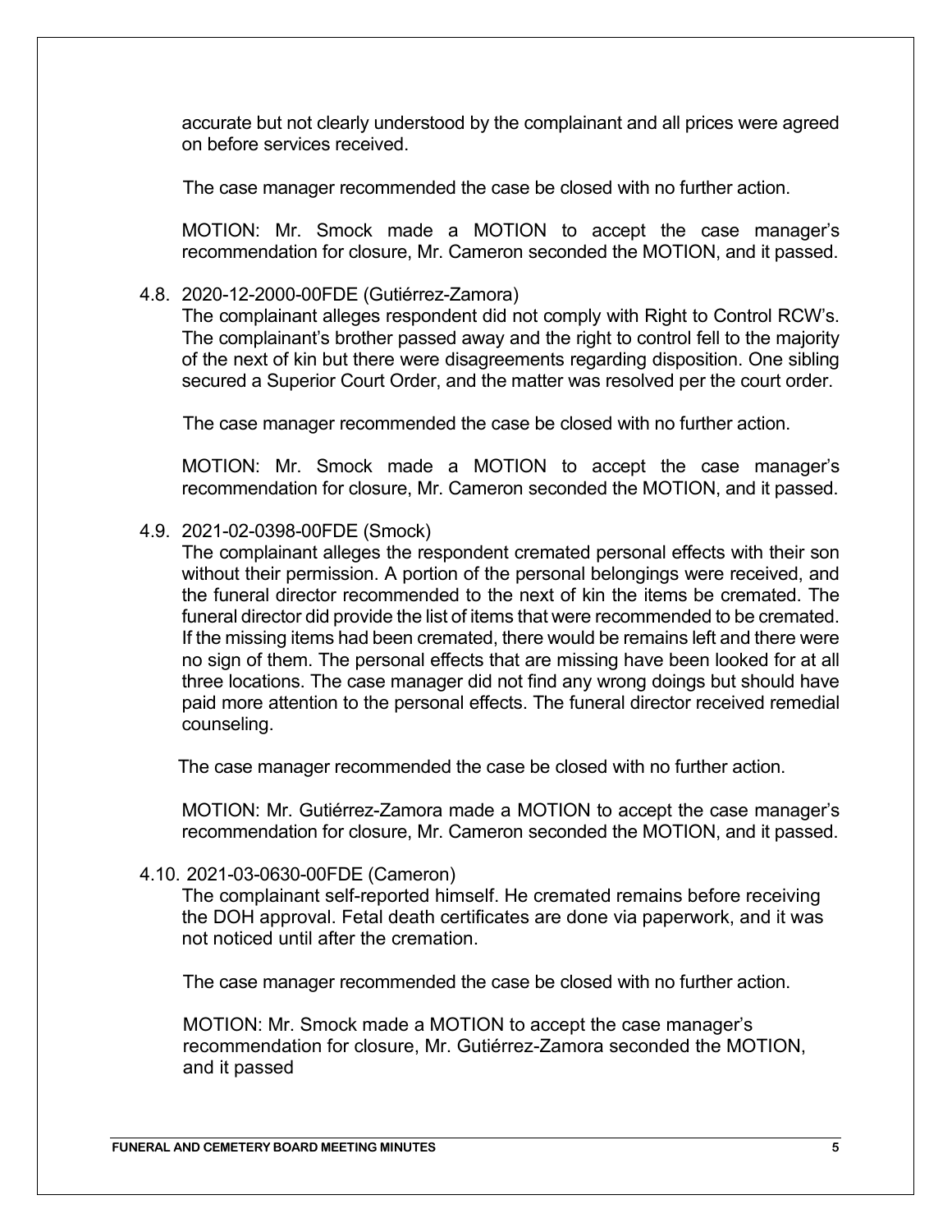accurate but not clearly understood by the complainant and all prices were agreed on before services received.

The case manager recommended the case be closed with no further action.

MOTION: Mr. Smock made a MOTION to accept the case manager's recommendation for closure, Mr. Cameron seconded the MOTION, and it passed.

4.8. 2020-12-2000-00FDE (Gutiérrez-Zamora)

The complainant alleges respondent did not comply with Right to Control RCW's. The complainant's brother passed away and the right to control fell to the majority of the next of kin but there were disagreements regarding disposition. One sibling secured a Superior Court Order, and the matter was resolved per the court order.

The case manager recommended the case be closed with no further action.

MOTION: Mr. Smock made a MOTION to accept the case manager's recommendation for closure, Mr. Cameron seconded the MOTION, and it passed.

4.9. 2021-02-0398-00FDE (Smock)

The complainant alleges the respondent cremated personal effects with their son without their permission. A portion of the personal belongings were received, and the funeral director recommended to the next of kin the items be cremated. The funeral director did provide the list of items that were recommended to be cremated. If the missing items had been cremated, there would be remains left and there were no sign of them. The personal effects that are missing have been looked for at all three locations. The case manager did not find any wrong doings but should have paid more attention to the personal effects. The funeral director received remedial counseling.

The case manager recommended the case be closed with no further action.

MOTION: Mr. Gutiérrez-Zamora made a MOTION to accept the case manager's recommendation for closure, Mr. Cameron seconded the MOTION, and it passed.

4.10. 2021-03-0630-00FDE (Cameron)

The complainant self-reported himself. He cremated remains before receiving the DOH approval. Fetal death certificates are done via paperwork, and it was not noticed until after the cremation.

The case manager recommended the case be closed with no further action.

MOTION: Mr. Smock made a MOTION to accept the case manager's recommendation for closure, Mr. Gutiérrez-Zamora seconded the MOTION, and it passed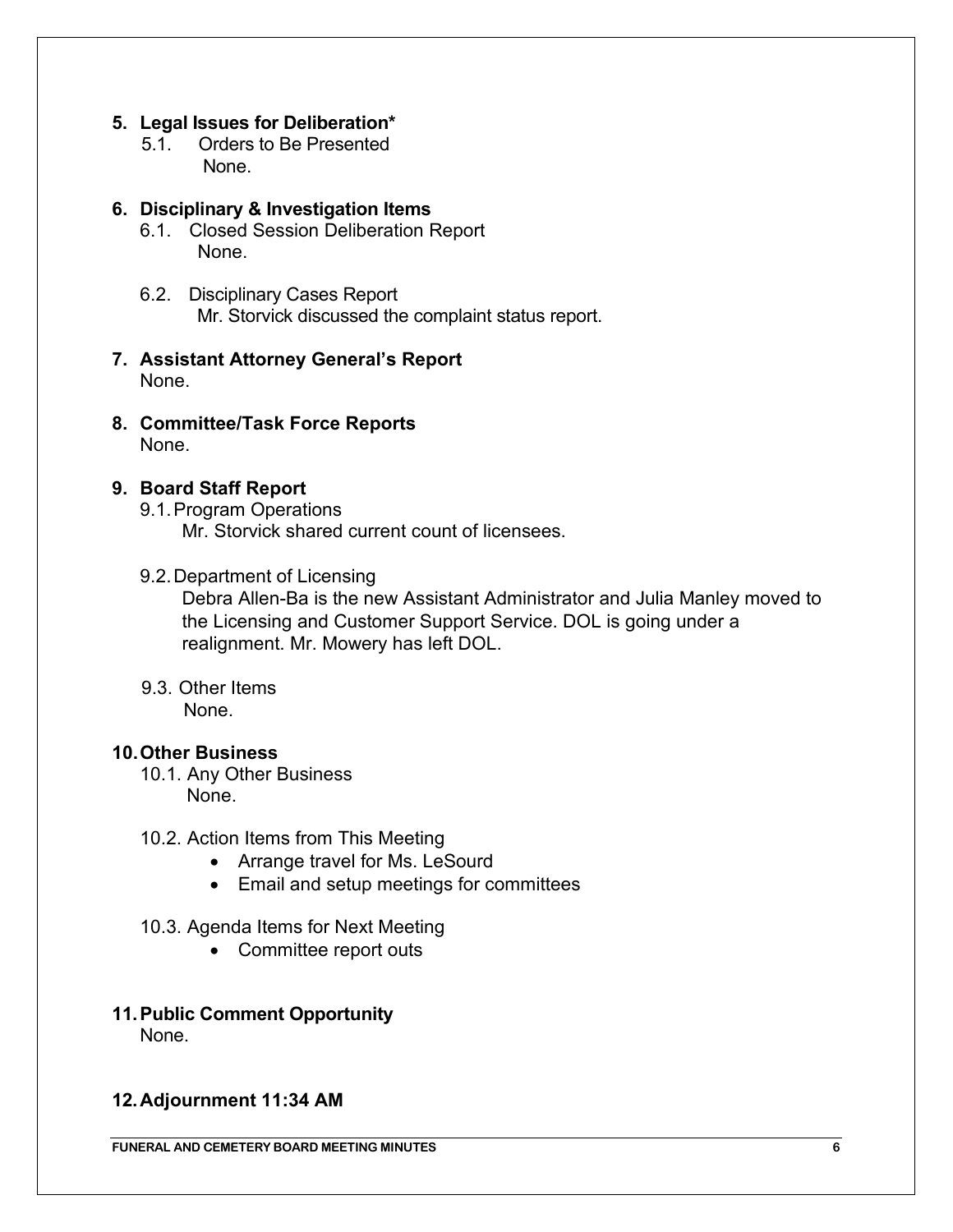## 5. Legal Issues for Deliberation*

5.1. Orders to Be Presented

None.

## 6. Disciplinary & Investigation Items

6.1. Closed Session Deliberation Report

None.

6.2. Disciplinary Cases Report

Mr. Storvick discussed the complaint status report.

## 7. Assistant Attorney General's Report

None.

## 8. Committee/Task Force Reports

None.

## 9. Board Staff Report

9.1. Program Operations

Mr. Storvick shared current count of licensees.

9.2. Department of Licensing

Debra Allen-Ba is the new Assistant Administrator and Julia Manley moved to the Licensing and Customer Support Service. DOL is going under a realignment. Mr. Mowery has left DOL.

9.3. Other Items

None.

## 10. Other Business

10.1. Any Other Business

None.

10.2. Action Items from This Meeting

- Arrange travel for Ms. LeSourd
- Email and setup meetings for committees

10.3. Agenda Items for Next Meeting

- Committee report outs

## 11. Public Comment Opportunity

None.

## 12. Adjournment 11:34 AM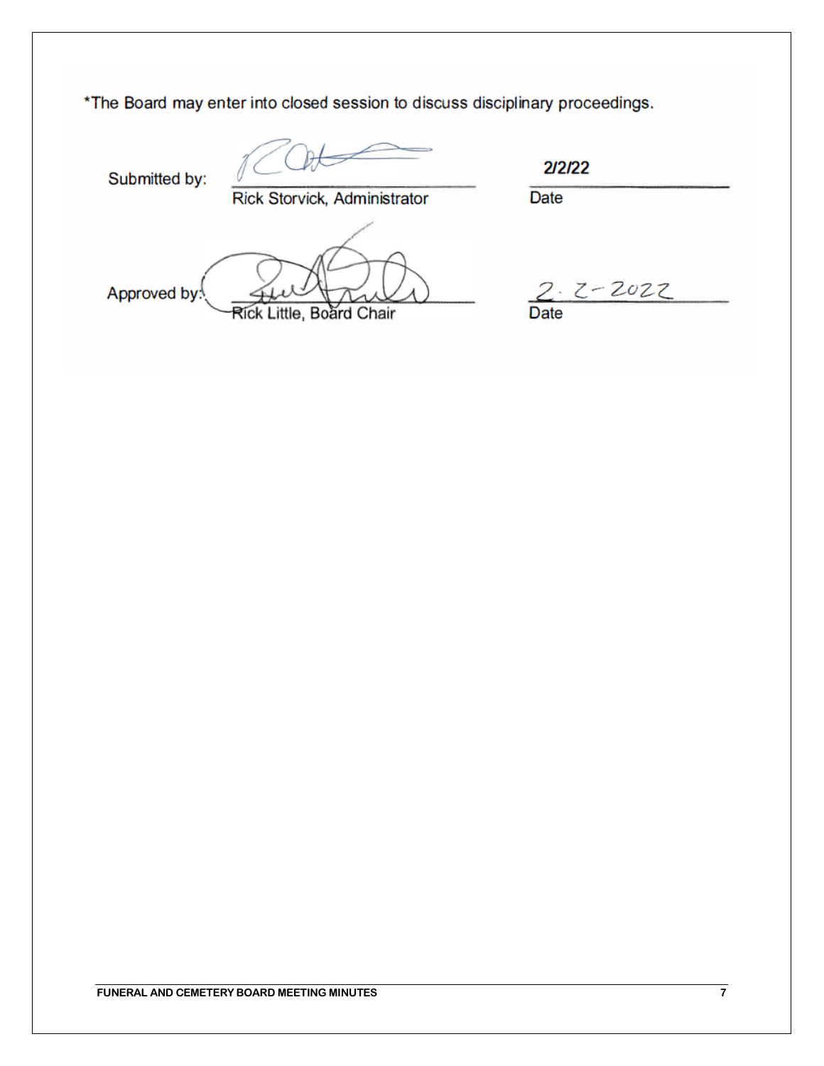*The Board may enter into closed session to discuss disciplinary proceedings.

Submitted by: Rick Storvick, Administrator — Date: 2/2/22

Approved by: Rick Little, Board Chair — Date: 2-2-2022